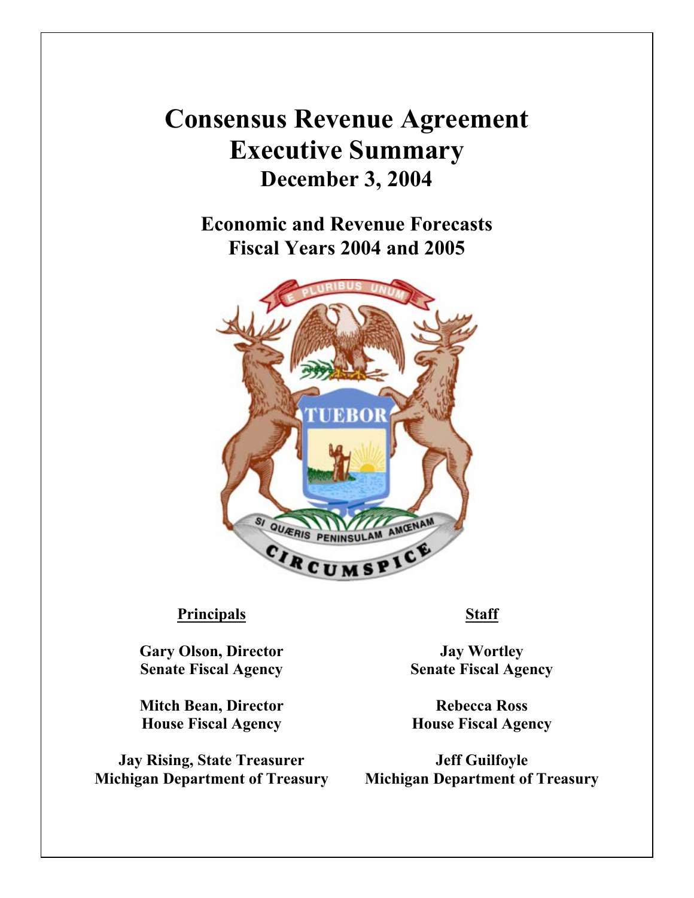# Consensus Revenue Agreement Executive Summary

## December 3, 2004

## Economic and Revenue Forecasts Fiscal Years 2004 and 2005

| **Principals** | **Staff** |
|---|---|
| **Gary Olson, Director**<br>**Senate Fiscal Agency** | **Jay Wortley**<br>**Senate Fiscal Agency** |
| **Mitch Bean, Director**<br>**House Fiscal Agency** | **Rebecca Ross**<br>**House Fiscal Agency** |
| **Jay Rising, State Treasurer**<br>**Michigan Department of Treasury** | **Jeff Guilfoyle**<br>**Michigan Department of Treasury** |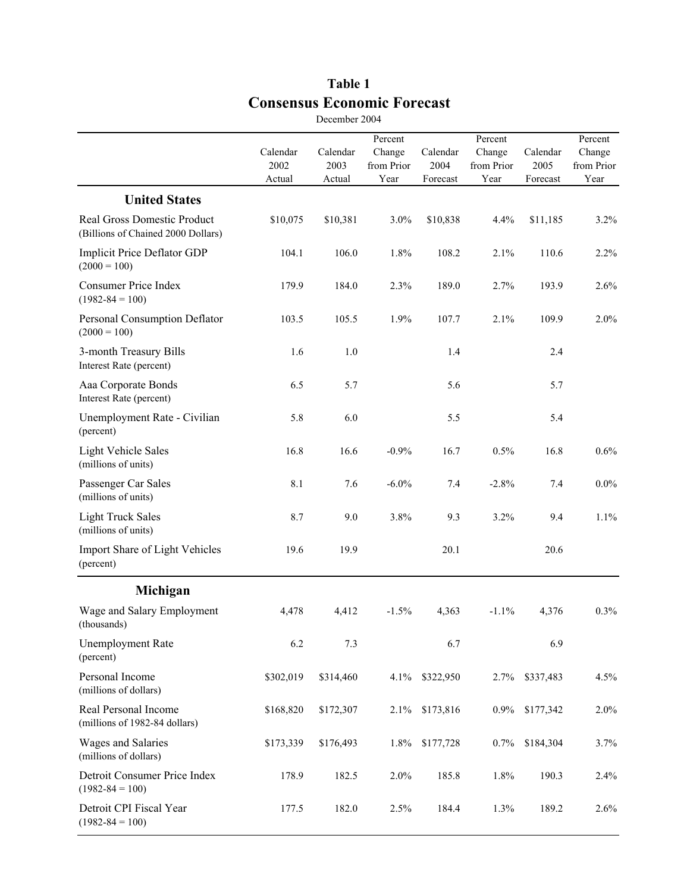# Table 1

## Consensus Economic Forecast

December 2004

| | Calendar 2002 Actual | Calendar 2003 Actual | Percent Change from Prior Year | Calendar 2004 Forecast | Percent Change from Prior Year | Calendar 2005 Forecast | Percent Change from Prior Year |
|---|---|---|---|---|---|---|---|
| **United States** | | | | | | | |
| Real Gross Domestic Product (Billions of Chained 2000 Dollars) | $10,075 | $10,381 | 3.0% | $10,838 | 4.4% | $11,185 | 3.2% |
| Implicit Price Deflator GDP (2000 = 100) | 104.1 | 106.0 | 1.8% | 108.2 | 2.1% | 110.6 | 2.2% |
| Consumer Price Index (1982-84 = 100) | 179.9 | 184.0 | 2.3% | 189.0 | 2.7% | 193.9 | 2.6% |
| Personal Consumption Deflator (2000 = 100) | 103.5 | 105.5 | 1.9% | 107.7 | 2.1% | 109.9 | 2.0% |
| 3-month Treasury Bills Interest Rate (percent) | 1.6 | 1.0 | | 1.4 | | 2.4 | |
| Aaa Corporate Bonds Interest Rate (percent) | 6.5 | 5.7 | | 5.6 | | 5.7 | |
| Unemployment Rate - Civilian (percent) | 5.8 | 6.0 | | 5.5 | | 5.4 | |
| Light Vehicle Sales (millions of units) | 16.8 | 16.6 | -0.9% | 16.7 | 0.5% | 16.8 | 0.6% |
| Passenger Car Sales (millions of units) | 8.1 | 7.6 | -6.0% | 7.4 | -2.8% | 7.4 | 0.0% |
| Light Truck Sales (millions of units) | 8.7 | 9.0 | 3.8% | 9.3 | 3.2% | 9.4 | 1.1% |
| Import Share of Light Vehicles (percent) | 19.6 | 19.9 | | 20.1 | | 20.6 | |
| **Michigan** | | | | | | | |
| Wage and Salary Employment (thousands) | 4,478 | 4,412 | -1.5% | 4,363 | -1.1% | 4,376 | 0.3% |
| Unemployment Rate (percent) | 6.2 | 7.3 | | 6.7 | | 6.9 | |
| Personal Income (millions of dollars) | $302,019 | $314,460 | 4.1% | $322,950 | 2.7% | $337,483 | 4.5% |
| Real Personal Income (millions of 1982-84 dollars) | $168,820 | $172,307 | 2.1% | $173,816 | 0.9% | $177,342 | 2.0% |
| Wages and Salaries (millions of dollars) | $173,339 | $176,493 | 1.8% | $177,728 | 0.7% | $184,304 | 3.7% |
| Detroit Consumer Price Index (1982-84 = 100) | 178.9 | 182.5 | 2.0% | 185.8 | 1.8% | 190.3 | 2.4% |
| Detroit CPI Fiscal Year (1982-84 = 100) | 177.5 | 182.0 | 2.5% | 184.4 | 1.3% | 189.2 | 2.6% |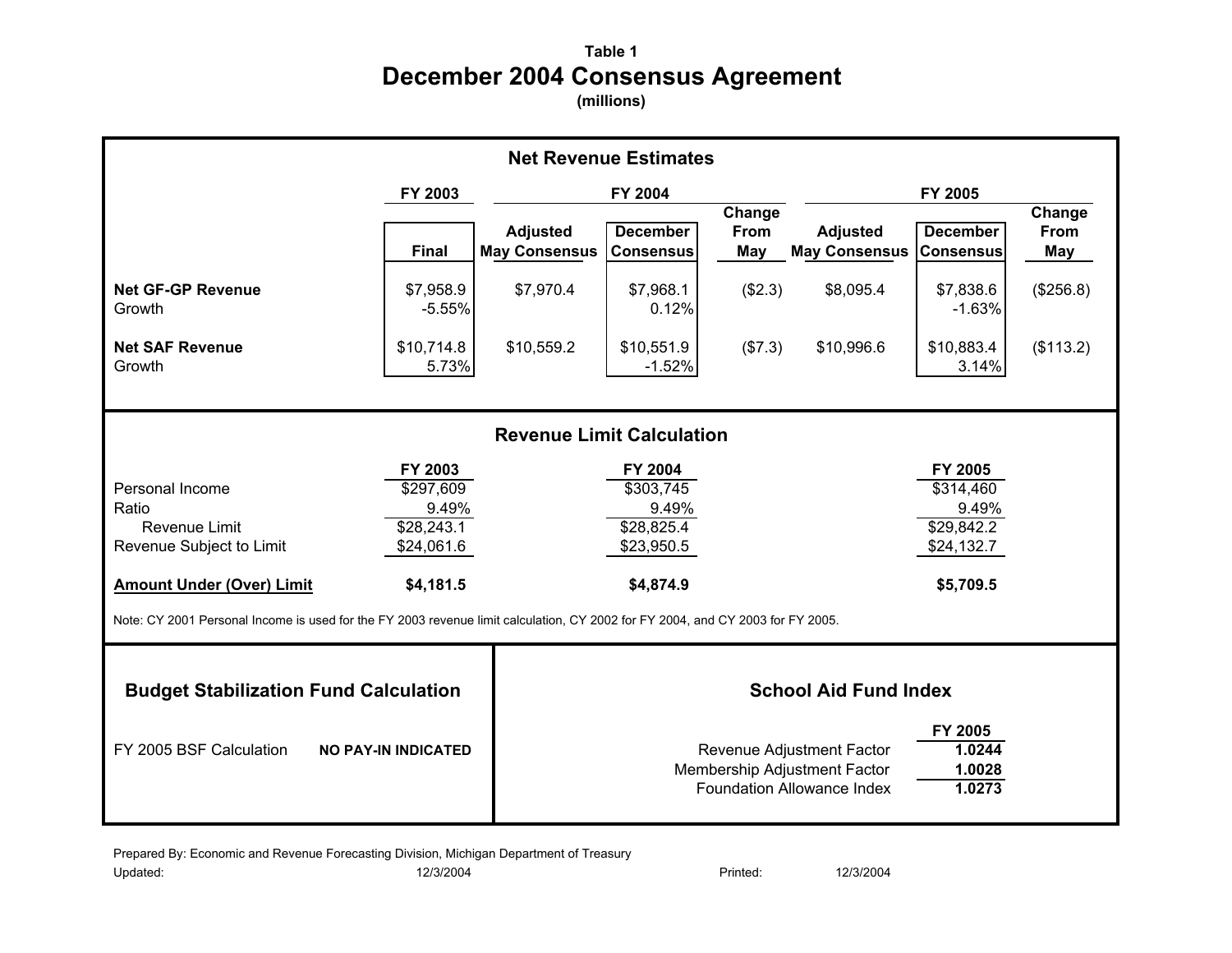Table 1

# December 2004 Consensus Agreement

(millions)

## Net Revenue Estimates

| | FY 2003 | FY 2004 | | | FY 2005 | | |
|---|---|---|---|---|---|---|---|
| | Final | Adjusted May Consensus | December Consensus | Change From May | Adjusted May Consensus | December Consensus | Change From May |
| **Net GF-GP Revenue** | $7,958.9 | $7,970.4 | $7,968.1 | ($2.3) | $8,095.4 | $7,838.6 | ($256.8) |
| Growth | -5.55% | | 0.12% | | | -1.63% | |
| **Net SAF Revenue** | $10,714.8 | $10,559.2 | $10,551.9 | ($7.3) | $10,996.6 | $10,883.4 | ($113.2) |
| Growth | 5.73% | | -1.52% | | | 3.14% | |

## Revenue Limit Calculation

| | FY 2003 | FY 2004 | FY 2005 |
|---|---|---|---|
| Personal Income | $297,609 | $303,745 | $314,460 |
| Ratio | 9.49% | 9.49% | 9.49% |
| Revenue Limit | $28,243.1 | $28,825.4 | $29,842.2 |
| Revenue Subject to Limit | $24,061.6 | $23,950.5 | $24,132.7 |
| **Amount Under (Over) Limit** | **$4,181.5** | **$4,874.9** | **$5,709.5** |

Note: CY 2001 Personal Income is used for the FY 2003 revenue limit calculation, CY 2002 for FY 2004, and CY 2003 for FY 2005.

## Budget Stabilization Fund Calculation

FY 2005 BSF Calculation **NO PAY-IN INDICATED**

## School Aid Fund Index

| | FY 2005 |
|---|---|
| Revenue Adjustment Factor | **1.0244** |
| Membership Adjustment Factor | **1.0028** |
| Foundation Allowance Index | **1.0273** |

Prepared By: Economic and Revenue Forecasting Division, Michigan Department of Treasury

Updated: 12/3/2004 Printed: 12/3/2004